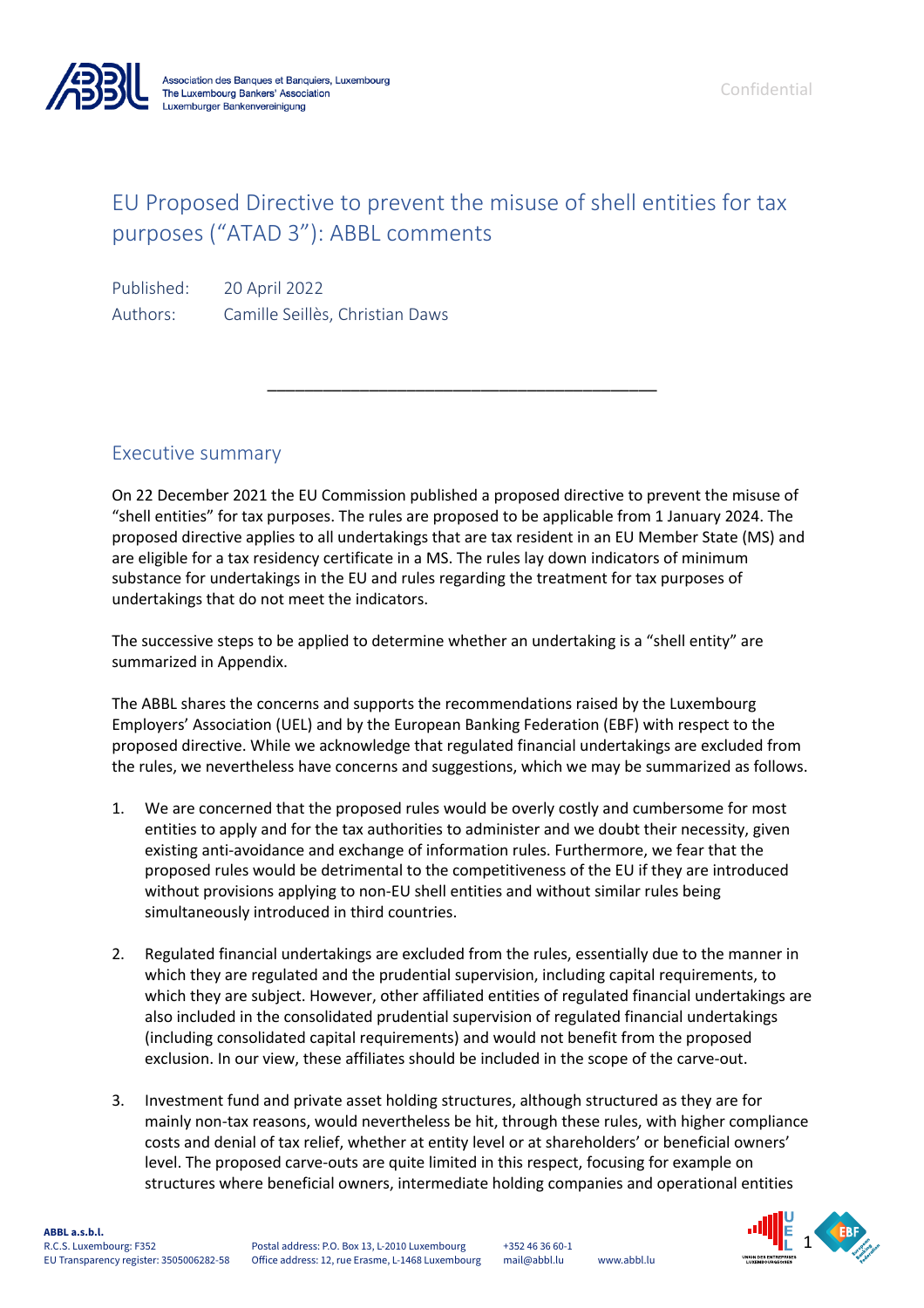# EU Proposed Directive to prevent the misuse of shell entities for tax purposes ("ATAD 3"): ABBL comments

Published: 20 April 2022

Authors: Camille Seillès, Christian Daws

---

## Executive summary

On 22 December 2021 the EU Commission published a proposed directive to prevent the misuse of "shell entities" for tax purposes. The rules are proposed to be applicable from 1 January 2024. The proposed directive applies to all undertakings that are tax resident in an EU Member State (MS) and are eligible for a tax residency certificate in a MS. The rules lay down indicators of minimum substance for undertakings in the EU and rules regarding the treatment for tax purposes of undertakings that do not meet the indicators.

The successive steps to be applied to determine whether an undertaking is a "shell entity" are summarized in Appendix.

The ABBL shares the concerns and supports the recommendations raised by the Luxembourg Employers' Association (UEL) and by the European Banking Federation (EBF) with respect to the proposed directive. While we acknowledge that regulated financial undertakings are excluded from the rules, we nevertheless have concerns and suggestions, which we may be summarized as follows.

1. We are concerned that the proposed rules would be overly costly and cumbersome for most entities to apply and for the tax authorities to administer and we doubt their necessity, given existing anti-avoidance and exchange of information rules. Furthermore, we fear that the proposed rules would be detrimental to the competitiveness of the EU if they are introduced without provisions applying to non-EU shell entities and without similar rules being simultaneously introduced in third countries.

2. Regulated financial undertakings are excluded from the rules, essentially due to the manner in which they are regulated and the prudential supervision, including capital requirements, to which they are subject. However, other affiliated entities of regulated financial undertakings are also included in the consolidated prudential supervision of regulated financial undertakings (including consolidated capital requirements) and would not benefit from the proposed exclusion. In our view, these affiliates should be included in the scope of the carve-out.

3. Investment fund and private asset holding structures, although structured as they are for mainly non-tax reasons, would nevertheless be hit, through these rules, with higher compliance costs and denial of tax relief, whether at entity level or at shareholders' or beneficial owners' level. The proposed carve-outs are quite limited in this respect, focusing for example on structures where beneficial owners, intermediate holding companies and operational entities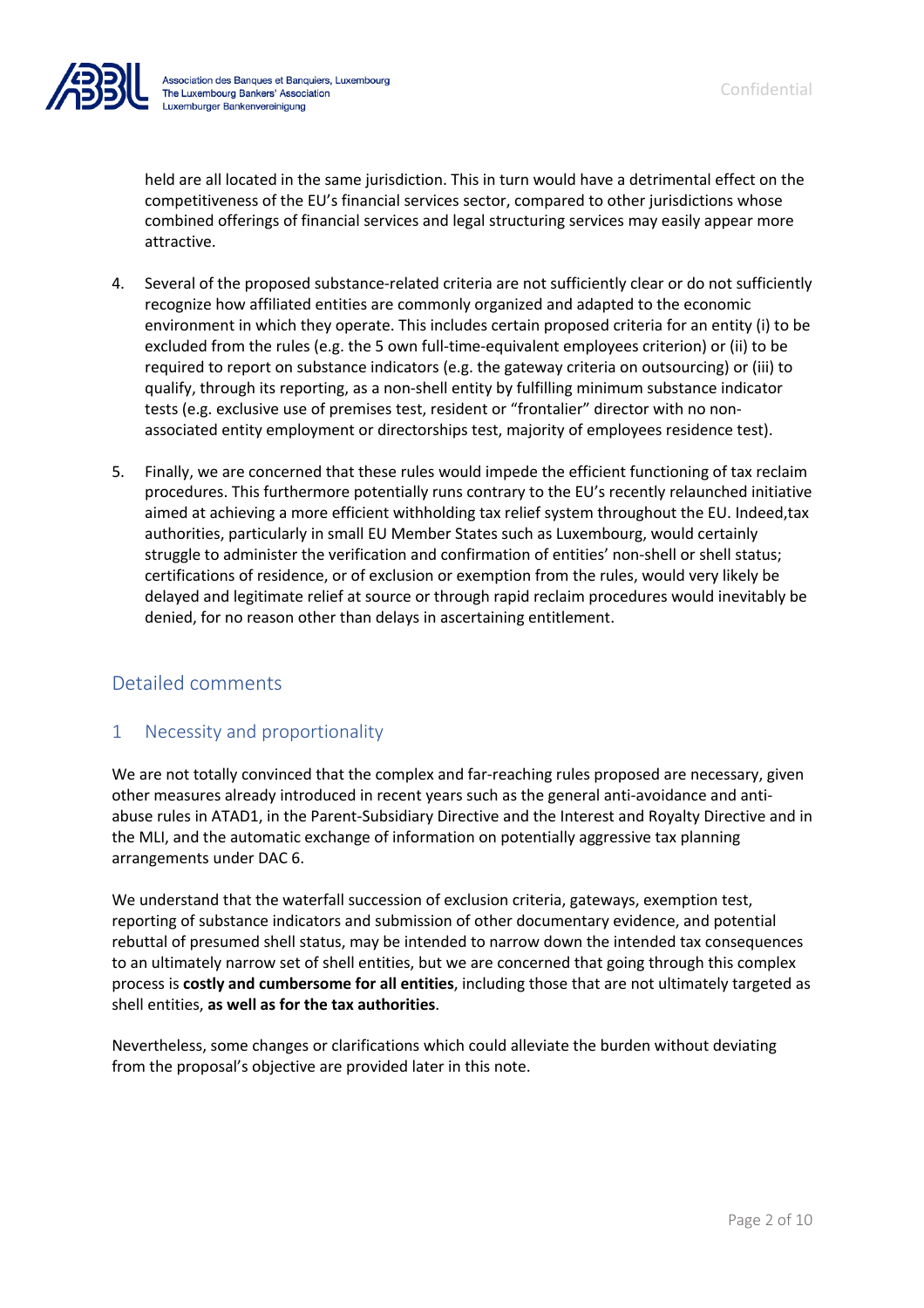held are all located in the same jurisdiction. This in turn would have a detrimental effect on the competitiveness of the EU's financial services sector, compared to other jurisdictions whose combined offerings of financial services and legal structuring services may easily appear more attractive.

4. Several of the proposed substance-related criteria are not sufficiently clear or do not sufficiently recognize how affiliated entities are commonly organized and adapted to the economic environment in which they operate. This includes certain proposed criteria for an entity (i) to be excluded from the rules (e.g. the 5 own full-time-equivalent employees criterion) or (ii) to be required to report on substance indicators (e.g. the gateway criteria on outsourcing) or (iii) to qualify, through its reporting, as a non-shell entity by fulfilling minimum substance indicator tests (e.g. exclusive use of premises test, resident or "frontalier" director with no non-associated entity employment or directorships test, majority of employees residence test).

5. Finally, we are concerned that these rules would impede the efficient functioning of tax reclaim procedures. This furthermore potentially runs contrary to the EU's recently relaunched initiative aimed at achieving a more efficient withholding tax relief system throughout the EU. Indeed,tax authorities, particularly in small EU Member States such as Luxembourg, would certainly struggle to administer the verification and confirmation of entities' non-shell or shell status; certifications of residence, or of exclusion or exemption from the rules, would very likely be delayed and legitimate relief at source or through rapid reclaim procedures would inevitably be denied, for no reason other than delays in ascertaining entitlement.

## Detailed comments

### 1 Necessity and proportionality

We are not totally convinced that the complex and far-reaching rules proposed are necessary, given other measures already introduced in recent years such as the general anti-avoidance and anti-abuse rules in ATAD1, in the Parent-Subsidiary Directive and the Interest and Royalty Directive and in the MLI, and the automatic exchange of information on potentially aggressive tax planning arrangements under DAC 6.

We understand that the waterfall succession of exclusion criteria, gateways, exemption test, reporting of substance indicators and submission of other documentary evidence, and potential rebuttal of presumed shell status, may be intended to narrow down the intended tax consequences to an ultimately narrow set of shell entities, but we are concerned that going through this complex process is **costly and cumbersome for all entities**, including those that are not ultimately targeted as shell entities, **as well as for the tax authorities**.

Nevertheless, some changes or clarifications which could alleviate the burden without deviating from the proposal's objective are provided later in this note.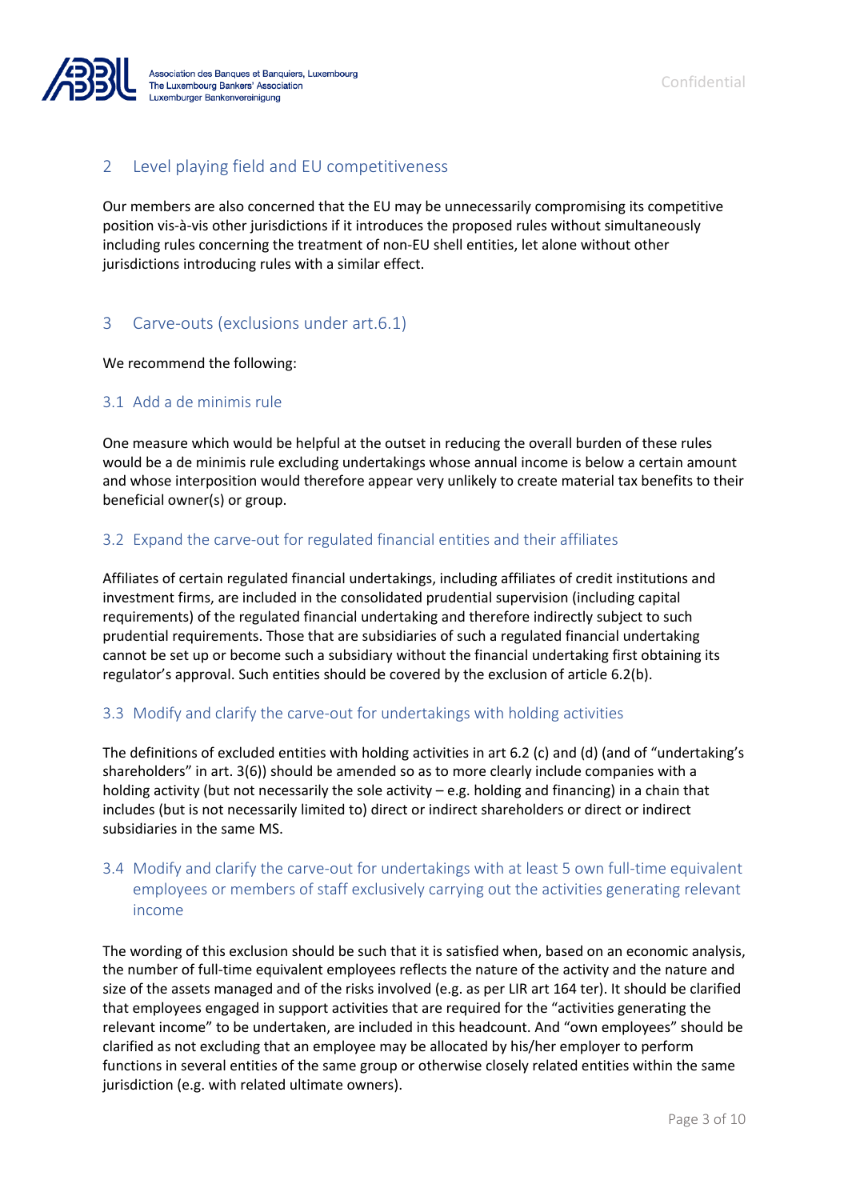## 2 Level playing field and EU competitiveness

Our members are also concerned that the EU may be unnecessarily compromising its competitive position vis-à-vis other jurisdictions if it introduces the proposed rules without simultaneously including rules concerning the treatment of non-EU shell entities, let alone without other jurisdictions introducing rules with a similar effect.

## 3 Carve-outs (exclusions under art.6.1)

We recommend the following:

### 3.1 Add a de minimis rule

One measure which would be helpful at the outset in reducing the overall burden of these rules would be a de minimis rule excluding undertakings whose annual income is below a certain amount and whose interposition would therefore appear very unlikely to create material tax benefits to their beneficial owner(s) or group.

### 3.2 Expand the carve-out for regulated financial entities and their affiliates

Affiliates of certain regulated financial undertakings, including affiliates of credit institutions and investment firms, are included in the consolidated prudential supervision (including capital requirements) of the regulated financial undertaking and therefore indirectly subject to such prudential requirements. Those that are subsidiaries of such a regulated financial undertaking cannot be set up or become such a subsidiary without the financial undertaking first obtaining its regulator's approval. Such entities should be covered by the exclusion of article 6.2(b).

### 3.3 Modify and clarify the carve-out for undertakings with holding activities

The definitions of excluded entities with holding activities in art 6.2 (c) and (d) (and of "undertaking's shareholders" in art. 3(6)) should be amended so as to more clearly include companies with a holding activity (but not necessarily the sole activity – e.g. holding and financing) in a chain that includes (but is not necessarily limited to) direct or indirect shareholders or direct or indirect subsidiaries in the same MS.

### 3.4 Modify and clarify the carve-out for undertakings with at least 5 own full-time equivalent employees or members of staff exclusively carrying out the activities generating relevant income

The wording of this exclusion should be such that it is satisfied when, based on an economic analysis, the number of full-time equivalent employees reflects the nature of the activity and the nature and size of the assets managed and of the risks involved (e.g. as per LIR art 164 ter). It should be clarified that employees engaged in support activities that are required for the "activities generating the relevant income" to be undertaken, are included in this headcount. And "own employees" should be clarified as not excluding that an employee may be allocated by his/her employer to perform functions in several entities of the same group or otherwise closely related entities within the same jurisdiction (e.g. with related ultimate owners).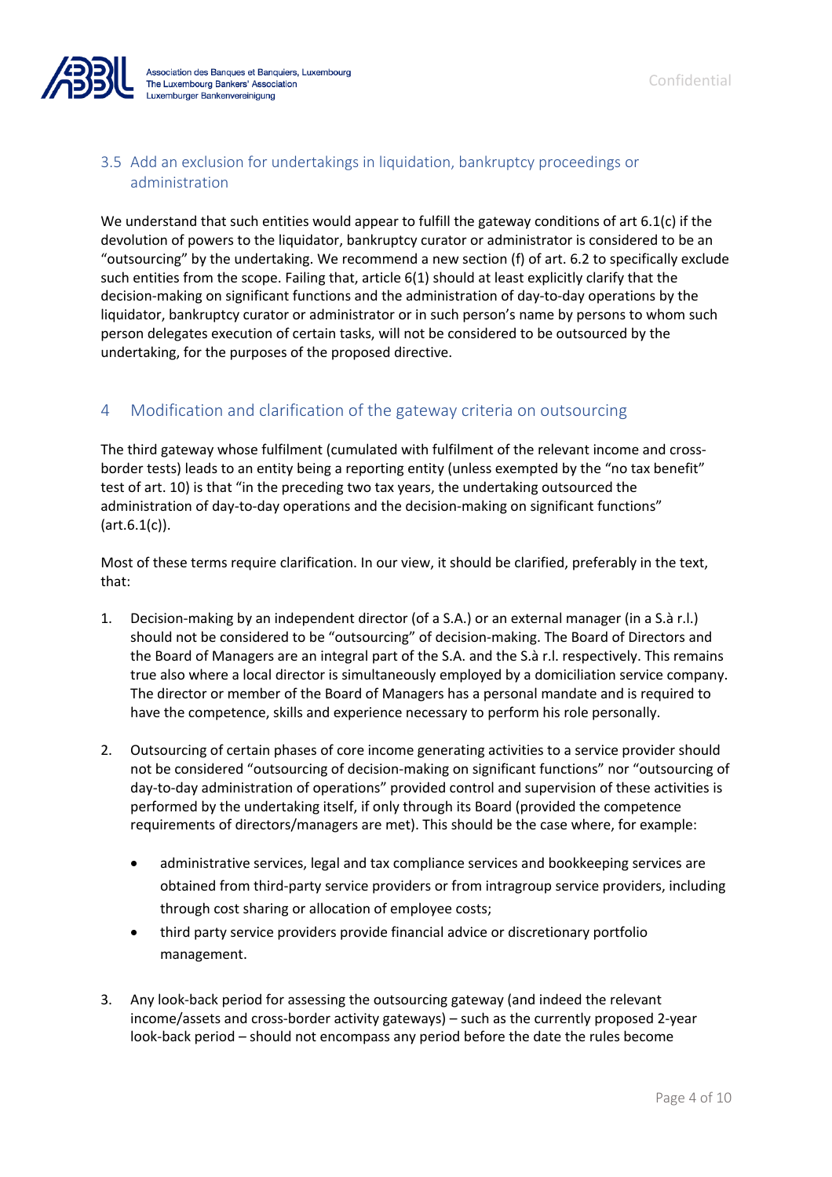## 3.5 Add an exclusion for undertakings in liquidation, bankruptcy proceedings or administration

We understand that such entities would appear to fulfill the gateway conditions of art 6.1(c) if the devolution of powers to the liquidator, bankruptcy curator or administrator is considered to be an "outsourcing" by the undertaking. We recommend a new section (f) of art. 6.2 to specifically exclude such entities from the scope. Failing that, article 6(1) should at least explicitly clarify that the decision-making on significant functions and the administration of day-to-day operations by the liquidator, bankruptcy curator or administrator or in such person's name by persons to whom such person delegates execution of certain tasks, will not be considered to be outsourced by the undertaking, for the purposes of the proposed directive.

# 4 Modification and clarification of the gateway criteria on outsourcing

The third gateway whose fulfilment (cumulated with fulfilment of the relevant income and cross-border tests) leads to an entity being a reporting entity (unless exempted by the "no tax benefit" test of art. 10) is that "in the preceding two tax years, the undertaking outsourced the administration of day-to-day operations and the decision-making on significant functions" (art.6.1(c)).

Most of these terms require clarification. In our view, it should be clarified, preferably in the text, that:

1. Decision-making by an independent director (of a S.A.) or an external manager (in a S.à r.l.) should not be considered to be "outsourcing" of decision-making. The Board of Directors and the Board of Managers are an integral part of the S.A. and the S.à r.l. respectively. This remains true also where a local director is simultaneously employed by a domiciliation service company. The director or member of the Board of Managers has a personal mandate and is required to have the competence, skills and experience necessary to perform his role personally.

2. Outsourcing of certain phases of core income generating activities to a service provider should not be considered "outsourcing of decision-making on significant functions" nor "outsourcing of day-to-day administration of operations" provided control and supervision of these activities is performed by the undertaking itself, if only through its Board (provided the competence requirements of directors/managers are met). This should be the case where, for example:

   - administrative services, legal and tax compliance services and bookkeeping services are obtained from third-party service providers or from intragroup service providers, including through cost sharing or allocation of employee costs;
   - third party service providers provide financial advice or discretionary portfolio management.

3. Any look-back period for assessing the outsourcing gateway (and indeed the relevant income/assets and cross-border activity gateways) – such as the currently proposed 2-year look-back period – should not encompass any period before the date the rules become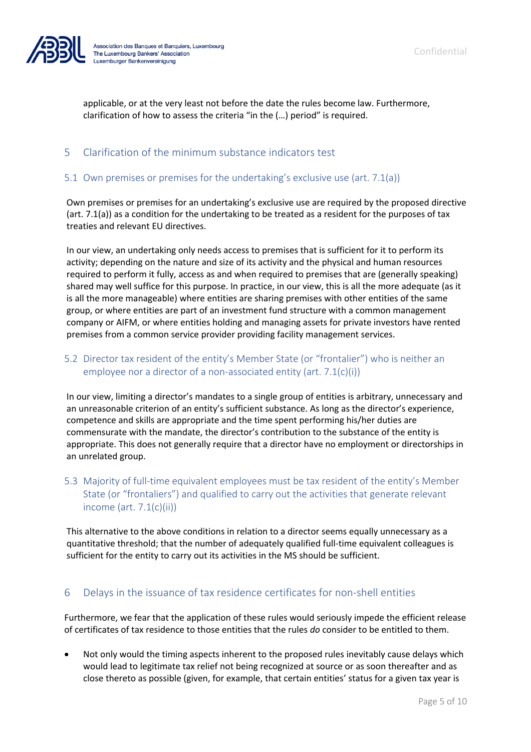applicable, or at the very least not before the date the rules become law. Furthermore, clarification of how to assess the criteria "in the (…) period" is required.

## 5 Clarification of the minimum substance indicators test

### 5.1 Own premises or premises for the undertaking's exclusive use (art. 7.1(a))

Own premises or premises for an undertaking's exclusive use are required by the proposed directive (art. 7.1(a)) as a condition for the undertaking to be treated as a resident for the purposes of tax treaties and relevant EU directives.

In our view, an undertaking only needs access to premises that is sufficient for it to perform its activity; depending on the nature and size of its activity and the physical and human resources required to perform it fully, access as and when required to premises that are (generally speaking) shared may well suffice for this purpose. In practice, in our view, this is all the more adequate (as it is all the more manageable) where entities are sharing premises with other entities of the same group, or where entities are part of an investment fund structure with a common management company or AIFM, or where entities holding and managing assets for private investors have rented premises from a common service provider providing facility management services.

### 5.2 Director tax resident of the entity's Member State (or "frontalier") who is neither an employee nor a director of a non-associated entity (art. 7.1(c)(i))

In our view, limiting a director's mandates to a single group of entities is arbitrary, unnecessary and an unreasonable criterion of an entity's sufficient substance. As long as the director's experience, competence and skills are appropriate and the time spent performing his/her duties are commensurate with the mandate, the director's contribution to the substance of the entity is appropriate. This does not generally require that a director have no employment or directorships in an unrelated group.

### 5.3 Majority of full-time equivalent employees must be tax resident of the entity's Member State (or "frontaliers") and qualified to carry out the activities that generate relevant income (art. 7.1(c)(ii))

This alternative to the above conditions in relation to a director seems equally unnecessary as a quantitative threshold; that the number of adequately qualified full-time equivalent colleagues is sufficient for the entity to carry out its activities in the MS should be sufficient.

## 6 Delays in the issuance of tax residence certificates for non-shell entities

Furthermore, we fear that the application of these rules would seriously impede the efficient release of certificates of tax residence to those entities that the rules *do* consider to be entitled to them.

- Not only would the timing aspects inherent to the proposed rules inevitably cause delays which would lead to legitimate tax relief not being recognized at source or as soon thereafter and as close thereto as possible (given, for example, that certain entities' status for a given tax year is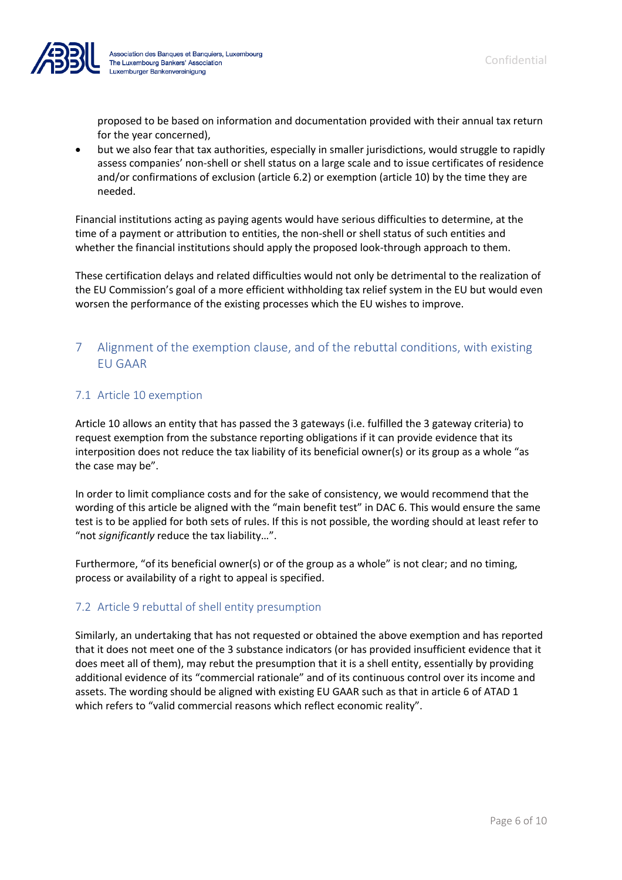proposed to be based on information and documentation provided with their annual tax return for the year concerned),

- but we also fear that tax authorities, especially in smaller jurisdictions, would struggle to rapidly assess companies' non-shell or shell status on a large scale and to issue certificates of residence and/or confirmations of exclusion (article 6.2) or exemption (article 10) by the time they are needed.

Financial institutions acting as paying agents would have serious difficulties to determine, at the time of a payment or attribution to entities, the non-shell or shell status of such entities and whether the financial institutions should apply the proposed look-through approach to them.

These certification delays and related difficulties would not only be detrimental to the realization of the EU Commission's goal of a more efficient withholding tax relief system in the EU but would even worsen the performance of the existing processes which the EU wishes to improve.

## 7 Alignment of the exemption clause, and of the rebuttal conditions, with existing EU GAAR

### 7.1 Article 10 exemption

Article 10 allows an entity that has passed the 3 gateways (i.e. fulfilled the 3 gateway criteria) to request exemption from the substance reporting obligations if it can provide evidence that its interposition does not reduce the tax liability of its beneficial owner(s) or its group as a whole "as the case may be".

In order to limit compliance costs and for the sake of consistency, we would recommend that the wording of this article be aligned with the "main benefit test" in DAC 6. This would ensure the same test is to be applied for both sets of rules. If this is not possible, the wording should at least refer to "not *significantly* reduce the tax liability…".

Furthermore, "of its beneficial owner(s) or of the group as a whole" is not clear; and no timing, process or availability of a right to appeal is specified.

### 7.2 Article 9 rebuttal of shell entity presumption

Similarly, an undertaking that has not requested or obtained the above exemption and has reported that it does not meet one of the 3 substance indicators (or has provided insufficient evidence that it does meet all of them), may rebut the presumption that it is a shell entity, essentially by providing additional evidence of its "commercial rationale" and of its continuous control over its income and assets. The wording should be aligned with existing EU GAAR such as that in article 6 of ATAD 1 which refers to "valid commercial reasons which reflect economic reality".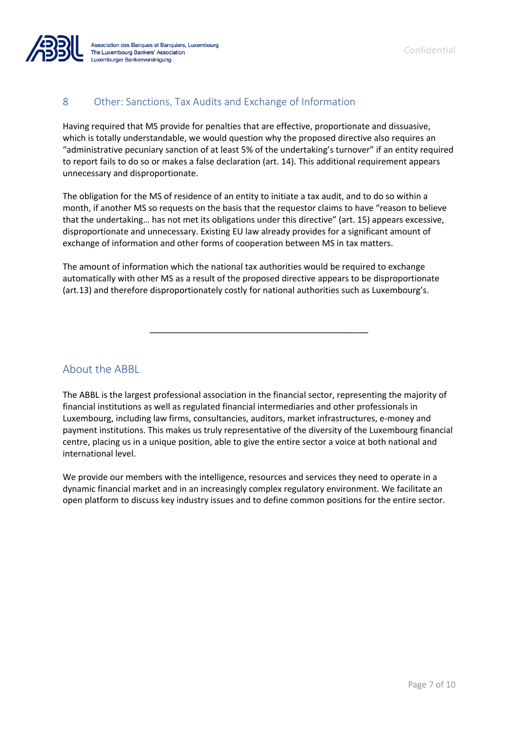## 8 Other: Sanctions, Tax Audits and Exchange of Information

Having required that MS provide for penalties that are effective, proportionate and dissuasive, which is totally understandable, we would question why the proposed directive also requires an "administrative pecuniary sanction of at least 5% of the undertaking's turnover" if an entity required to report fails to do so or makes a false declaration (art. 14). This additional requirement appears unnecessary and disproportionate.

The obligation for the MS of residence of an entity to initiate a tax audit, and to do so within a month, if another MS so requests on the basis that the requestor claims to have "reason to believe that the undertaking… has not met its obligations under this directive" (art. 15) appears excessive, disproportionate and unnecessary. Existing EU law already provides for a significant amount of exchange of information and other forms of cooperation between MS in tax matters.

The amount of information which the national tax authorities would be required to exchange automatically with other MS as a result of the proposed directive appears to be disproportionate (art.13) and therefore disproportionately costly for national authorities such as Luxembourg's.

---

## About the ABBL

The ABBL is the largest professional association in the financial sector, representing the majority of financial institutions as well as regulated financial intermediaries and other professionals in Luxembourg, including law firms, consultancies, auditors, market infrastructures, e-money and payment institutions. This makes us truly representative of the diversity of the Luxembourg financial centre, placing us in a unique position, able to give the entire sector a voice at both national and international level.

We provide our members with the intelligence, resources and services they need to operate in a dynamic financial market and in an increasingly complex regulatory environment. We facilitate an open platform to discuss key industry issues and to define common positions for the entire sector.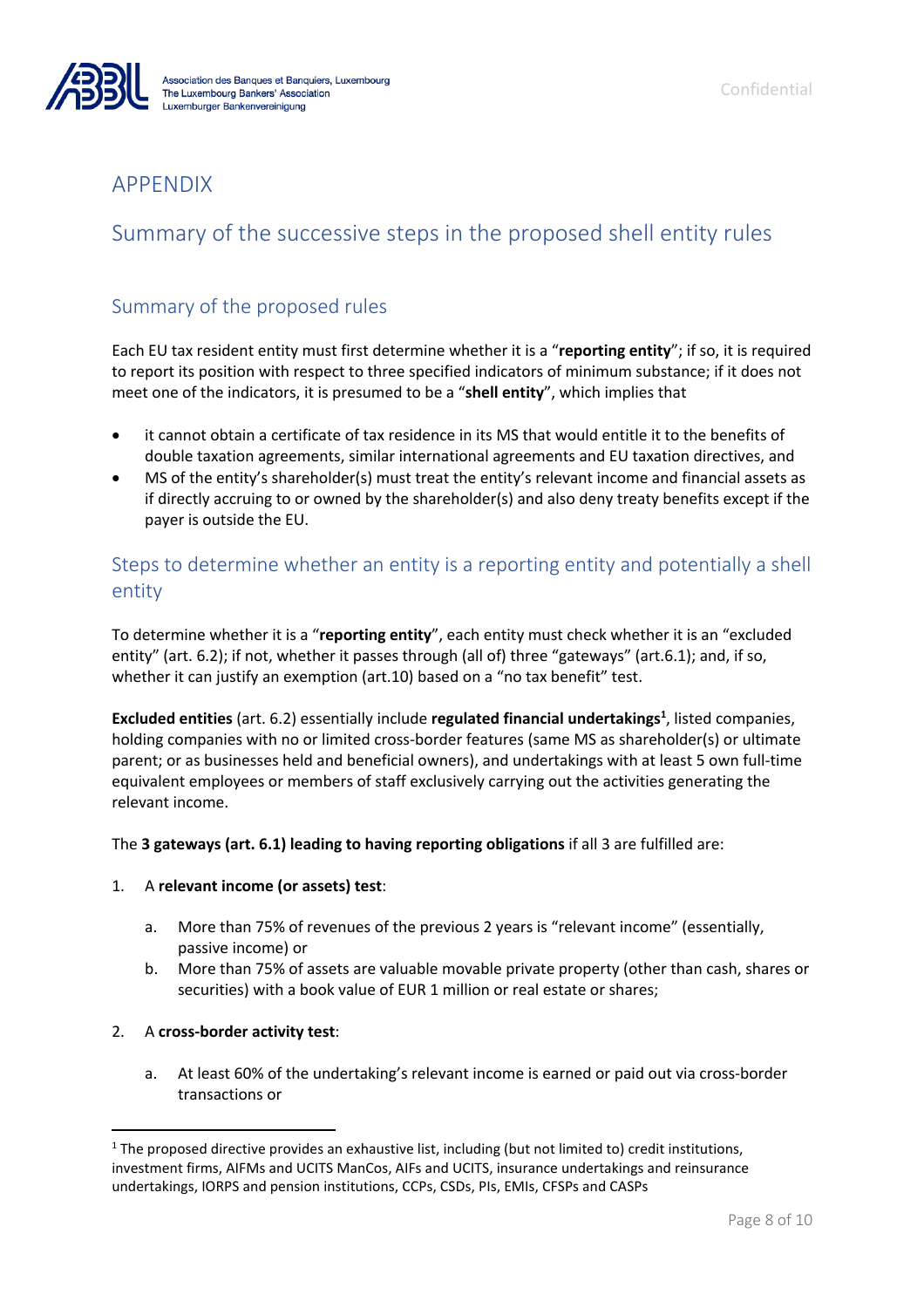# APPENDIX

## Summary of the successive steps in the proposed shell entity rules

### Summary of the proposed rules

Each EU tax resident entity must first determine whether it is a "**reporting entity**"; if so, it is required to report its position with respect to three specified indicators of minimum substance; if it does not meet one of the indicators, it is presumed to be a "**shell entity**", which implies that

- it cannot obtain a certificate of tax residence in its MS that would entitle it to the benefits of double taxation agreements, similar international agreements and EU taxation directives, and
- MS of the entity's shareholder(s) must treat the entity's relevant income and financial assets as if directly accruing to or owned by the shareholder(s) and also deny treaty benefits except if the payer is outside the EU.

### Steps to determine whether an entity is a reporting entity and potentially a shell entity

To determine whether it is a "**reporting entity**", each entity must check whether it is an "excluded entity" (art. 6.2); if not, whether it passes through (all of) three "gateways" (art.6.1); and, if so, whether it can justify an exemption (art.10) based on a "no tax benefit" test.

**Excluded entities** (art. 6.2) essentially include **regulated financial undertakings**[1], listed companies, holding companies with no or limited cross-border features (same MS as shareholder(s) or ultimate parent; or as businesses held and beneficial owners), and undertakings with at least 5 own full-time equivalent employees or members of staff exclusively carrying out the activities generating the relevant income.

The **3 gateways (art. 6.1) leading to having reporting obligations** if all 3 are fulfilled are:

1. A **relevant income (or assets) test**:
   a. More than 75% of revenues of the previous 2 years is "relevant income" (essentially, passive income) or
   b. More than 75% of assets are valuable movable private property (other than cash, shares or securities) with a book value of EUR 1 million or real estate or shares;

2. A **cross-border activity test**:
   a. At least 60% of the undertaking's relevant income is earned or paid out via cross-border transactions or

[1] The proposed directive provides an exhaustive list, including (but not limited to) credit institutions, investment firms, AIFMs and UCITS ManCos, AIFs and UCITS, insurance undertakings and reinsurance undertakings, IORPS and pension institutions, CCPs, CSDs, PIs, EMIs, CFSPs and CASPs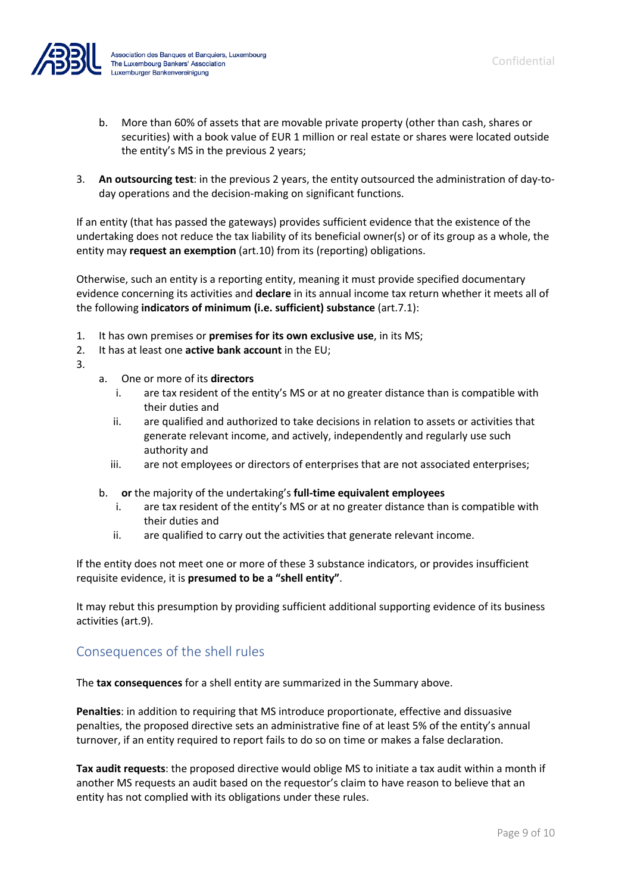b. More than 60% of assets that are movable private property (other than cash, shares or securities) with a book value of EUR 1 million or real estate or shares were located outside the entity's MS in the previous 2 years;

3. **An outsourcing test**: in the previous 2 years, the entity outsourced the administration of day-to-day operations and the decision-making on significant functions.

If an entity (that has passed the gateways) provides sufficient evidence that the existence of the undertaking does not reduce the tax liability of its beneficial owner(s) or of its group as a whole, the entity may **request an exemption** (art.10) from its (reporting) obligations.

Otherwise, such an entity is a reporting entity, meaning it must provide specified documentary evidence concerning its activities and **declare** in its annual income tax return whether it meets all of the following **indicators of minimum (i.e. sufficient) substance** (art.7.1):

1. It has own premises or **premises for its own exclusive use**, in its MS;
2. It has at least one **active bank account** in the EU;
3.
   a. One or more of its **directors**
      i. are tax resident of the entity's MS or at no greater distance than is compatible with their duties and
      ii. are qualified and authorized to take decisions in relation to assets or activities that generate relevant income, and actively, independently and regularly use such authority and
      iii. are not employees or directors of enterprises that are not associated enterprises;

   b. **or** the majority of the undertaking's **full-time equivalent employees**
      i. are tax resident of the entity's MS or at no greater distance than is compatible with their duties and
      ii. are qualified to carry out the activities that generate relevant income.

If the entity does not meet one or more of these 3 substance indicators, or provides insufficient requisite evidence, it is **presumed to be a "shell entity"**.

It may rebut this presumption by providing sufficient additional supporting evidence of its business activities (art.9).

## Consequences of the shell rules

The **tax consequences** for a shell entity are summarized in the Summary above.

**Penalties**: in addition to requiring that MS introduce proportionate, effective and dissuasive penalties, the proposed directive sets an administrative fine of at least 5% of the entity's annual turnover, if an entity required to report fails to do so on time or makes a false declaration.

**Tax audit requests**: the proposed directive would oblige MS to initiate a tax audit within a month if another MS requests an audit based on the requestor's claim to have reason to believe that an entity has not complied with its obligations under these rules.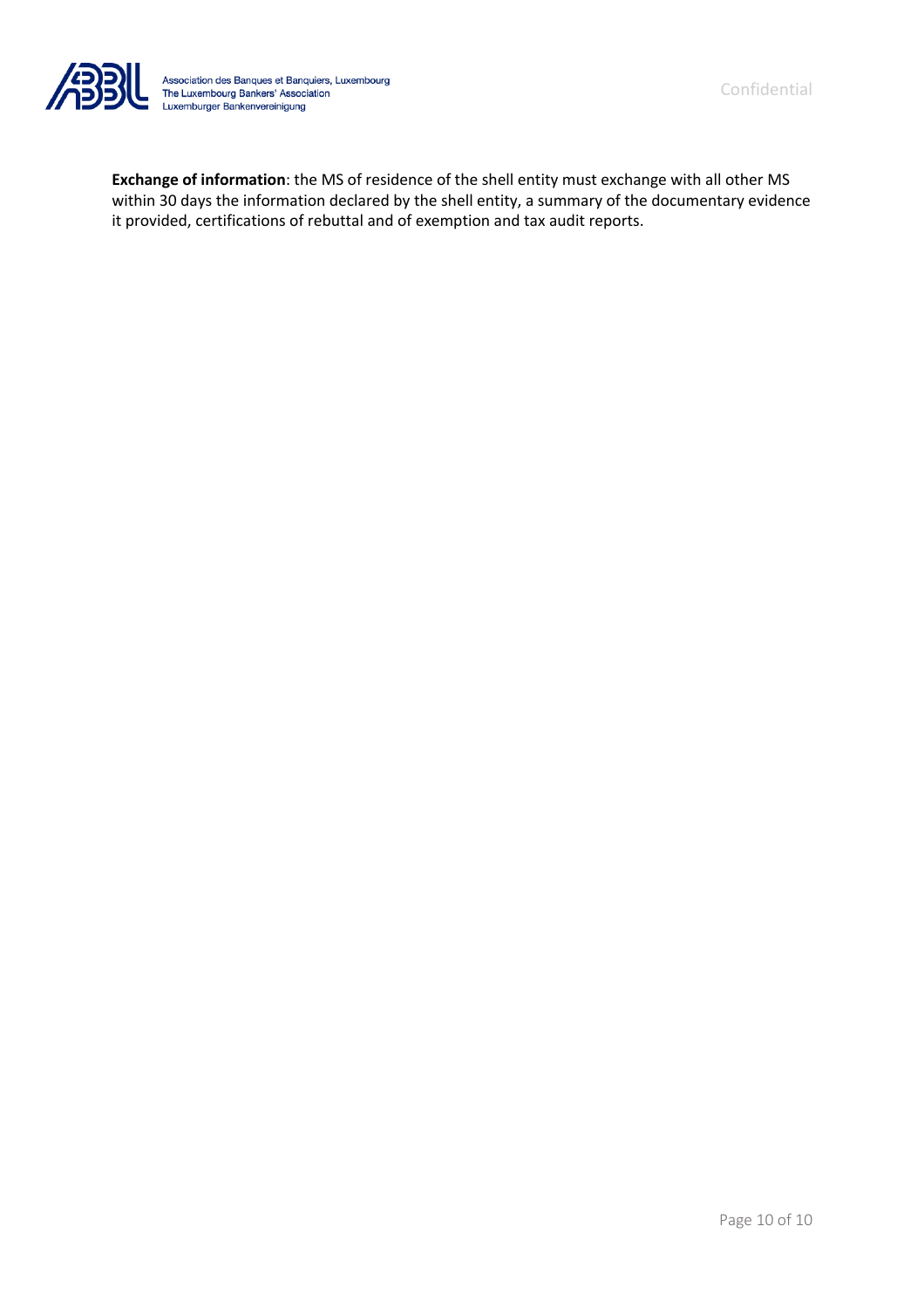**Exchange of information**: the MS of residence of the shell entity must exchange with all other MS within 30 days the information declared by the shell entity, a summary of the documentary evidence it provided, certifications of rebuttal and of exemption and tax audit reports.